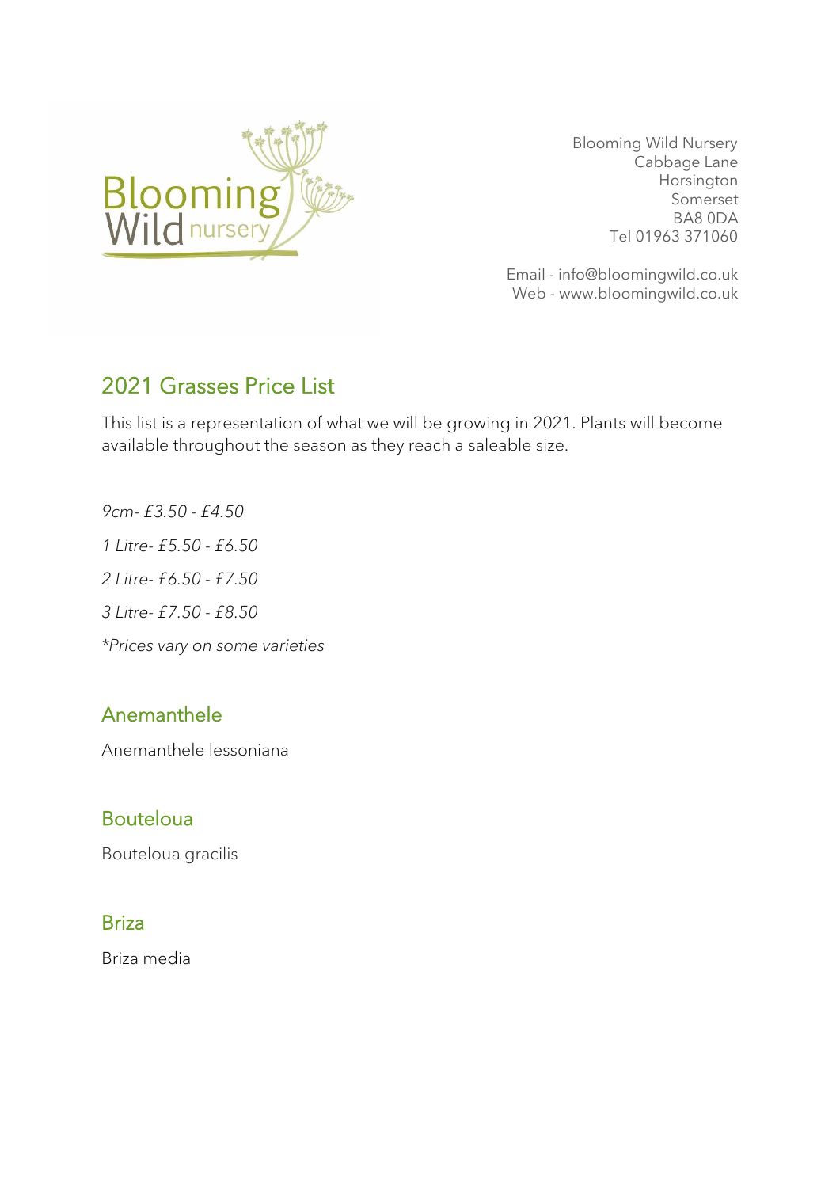Blooming Wild Nursery
Cabbage Lane
Horsington
Somerset
BA8 0DA
Tel 01963 371060

Email - info@bloomingwild.co.uk
Web - www.bloomingwild.co.uk

## 2021 Grasses Price List

This list is a representation of what we will be growing in 2021. Plants will become available throughout the season as they reach a saleable size.

*9cm- £3.50 - £4.50*

*1 Litre- £5.50 - £6.50*

*2 Litre- £6.50 - £7.50*

*3 Litre- £7.50 - £8.50*

**Prices vary on some varieties*

### Anemanthele

Anemanthele lessoniana

### Bouteloua

Bouteloua gracilis

### Briza

Briza media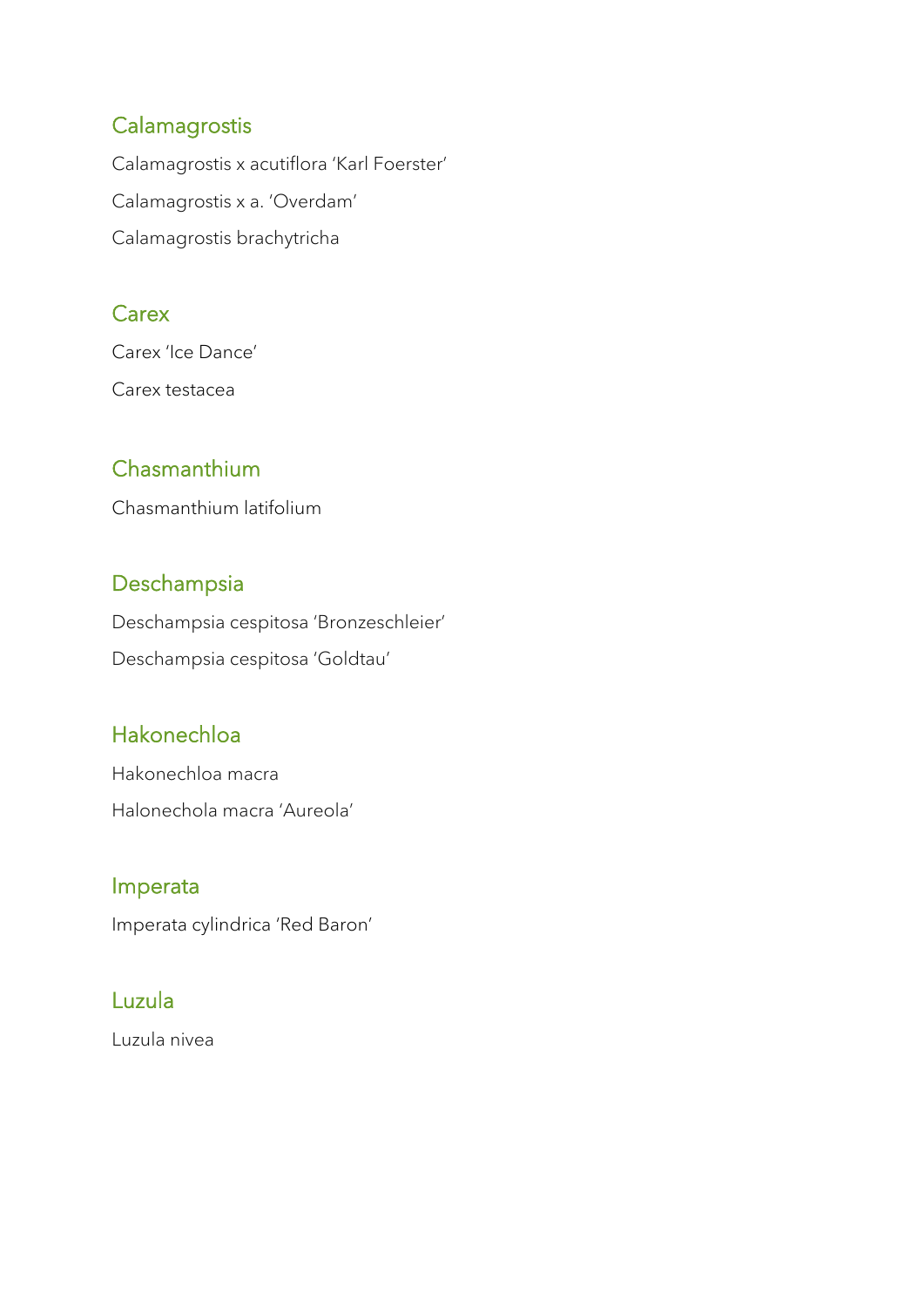## Calamagrostis

Calamagrostis x acutiflora 'Karl Foerster'

Calamagrostis x a. 'Overdam'

Calamagrostis brachytricha

## Carex

Carex 'Ice Dance'

Carex testacea

## Chasmanthium

Chasmanthium latifolium

## Deschampsia

Deschampsia cespitosa 'Bronzeschleier'

Deschampsia cespitosa 'Goldtau'

## Hakonechloa

Hakonechloa macra

Halonechola macra 'Aureola'

## Imperata

Imperata cylindrica 'Red Baron'

## Luzula

Luzula nivea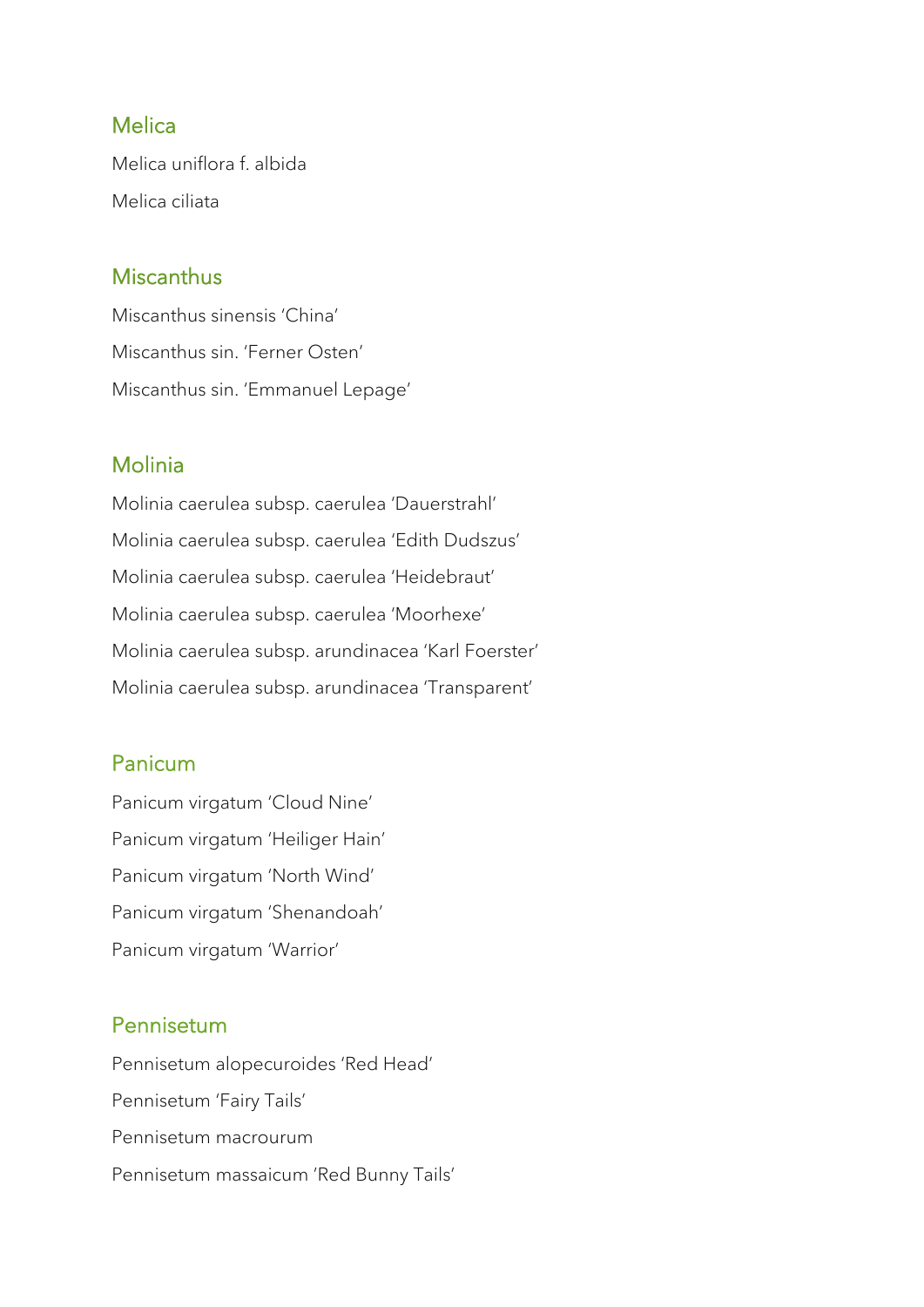## Melica

Melica uniflora f. albida

Melica ciliata

## Miscanthus

Miscanthus sinensis ‘China’

Miscanthus sin. ‘Ferner Osten’

Miscanthus sin. ‘Emmanuel Lepage’

## Molinia

Molinia caerulea subsp. caerulea ‘Dauerstrahl’

Molinia caerulea subsp. caerulea ‘Edith Dudszus’

Molinia caerulea subsp. caerulea ‘Heidebraut’

Molinia caerulea subsp. caerulea ‘Moorhexe’

Molinia caerulea subsp. arundinacea ‘Karl Foerster’

Molinia caerulea subsp. arundinacea ‘Transparent’

## Panicum

Panicum virgatum ‘Cloud Nine’

Panicum virgatum ‘Heiliger Hain’

Panicum virgatum ‘North Wind’

Panicum virgatum ‘Shenandoah’

Panicum virgatum ‘Warrior’

## Pennisetum

Pennisetum alopecuroides ‘Red Head’

Pennisetum ‘Fairy Tails’

Pennisetum macrourum

Pennisetum massaicum ‘Red Bunny Tails’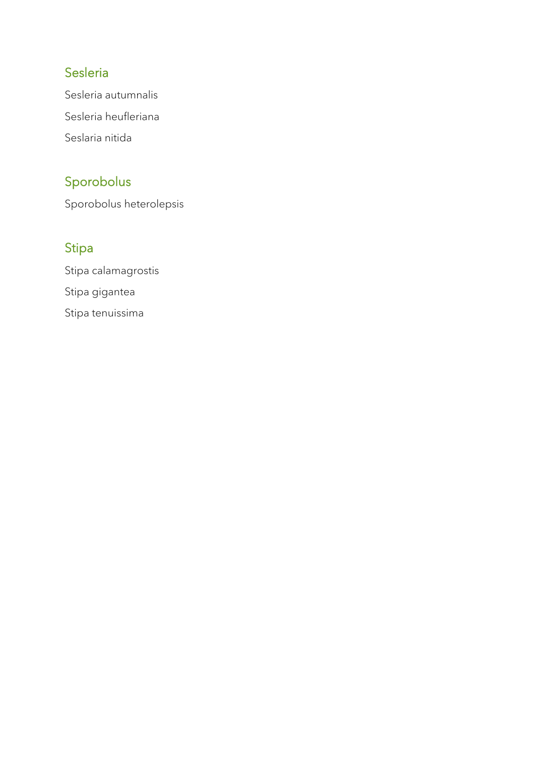## Sesleria

Sesleria autumnalis

Sesleria heufleriana

Seslaria nitida

## Sporobolus

Sporobolus heterolepsis

## Stipa

Stipa calamagrostis

Stipa gigantea

Stipa tenuissima